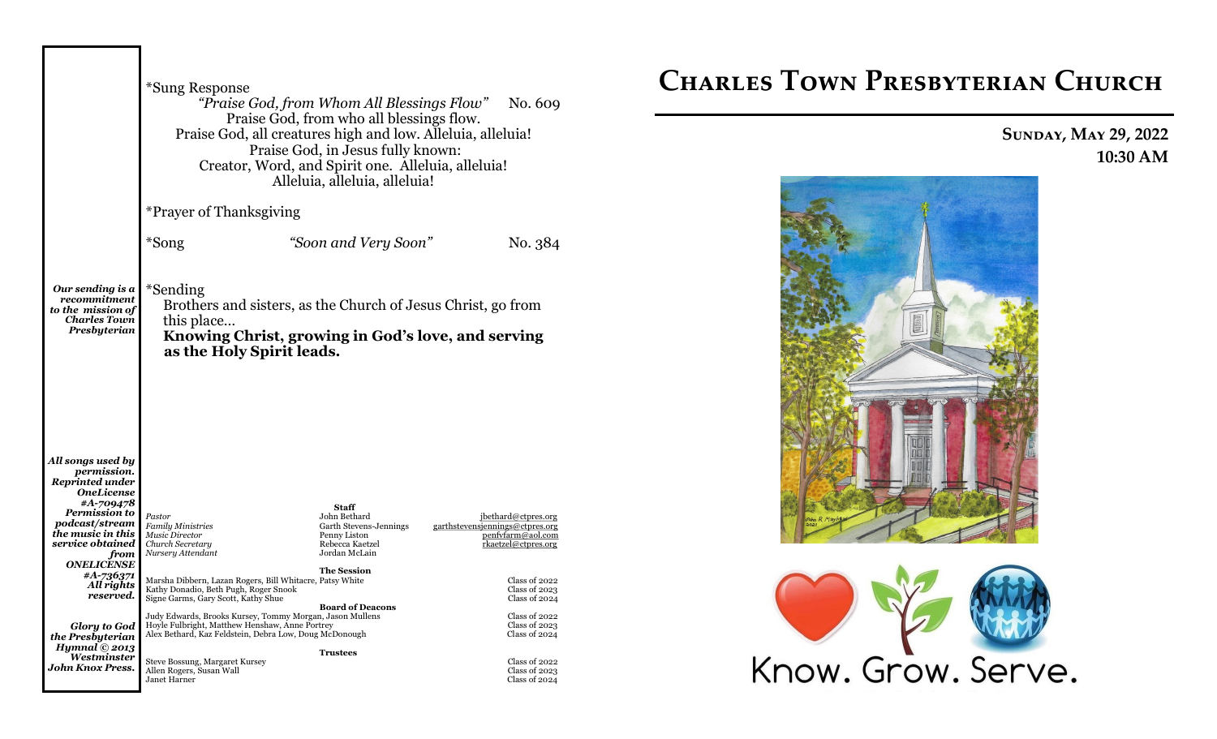*Sung Response

*"Praise God, from Whom All Blessings Flow"* No. 609

Praise God, from who all blessings flow.
Praise God, all creatures high and low. Alleluia, alleluia!
Praise God, in Jesus fully known:
Creator, Word, and Spirit one. Alleluia, alleluia!
Alleluia, alleluia, alleluia!

*Prayer of Thanksgiving

*Song *"Soon and Very Soon"* No. 384

***Our sending is a recommitment to the mission of Charles Town Presbyterian***

*Sending

Brothers and sisters, as the Church of Jesus Christ, go from this place…

**Knowing Christ, growing in God's love, and serving as the Holy Spirit leads.**

***All songs used by permission. Reprinted under OneLicense #A-709478 Permission to podcast/stream the music in this service obtained from ONELICENSE #A-736371 All rights reserved.***

***Glory to God the Presbyterian Hymnal © 2013 Westminster John Knox Press.***

**Staff**

| | | |
|---|---|---|
| *Pastor* | John Bethard | jbethard@ctpres.org |
| *Family Ministries* | Garth Stevens-Jennings | garthstevensjennings@ctpres.org |
| *Music Director* | Penny Liston | penfvfarm@aol.com |
| *Church Secretary* | Rebecca Kaetzel | rkaetzel@ctpres.org |
| *Nursery Attendant* | Jordan McLain | |

**The Session**

| | |
|---|---|
| Marsha Dibbern, Lazan Rogers, Bill Whitacre, Patsy White | Class of 2022 |
| Kathy Donadio, Beth Pugh, Roger Snook | Class of 2023 |
| Signe Garms, Gary Scott, Kathy Shue | Class of 2024 |

**Board of Deacons**

| | |
|---|---|
| Judy Edwards, Brooks Kursey, Tommy Morgan, Jason Mullens | Class of 2022 |
| Hoyle Fulbright, Matthew Henshaw, Anne Portrey | Class of 2023 |
| Alex Bethard, Kaz Feldstein, Debra Low, Doug McDonough | Class of 2024 |

**Trustees**

| | |
|---|---|
| Steve Bossung, Margaret Kursey | Class of 2022 |
| Allen Rogers, Susan Wall | Class of 2023 |
| Janet Harner | Class of 2024 |

# Charles Town Presbyterian Church

**Sunday, May 29, 2022**
**10:30 AM**

Know. Grow. Serve.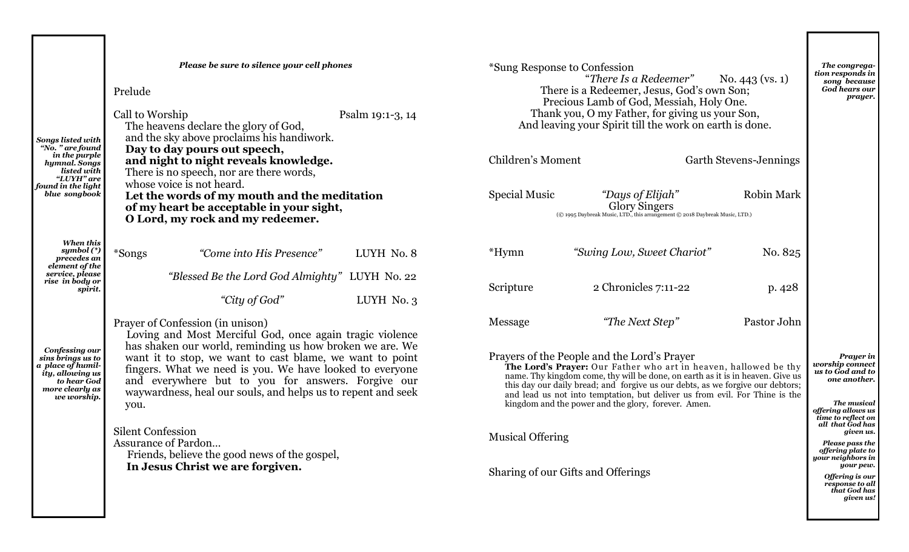*Please be sure to silence your cell phones*

*Songs listed with "No. " are found in the purple hymnal. Songs listed with "LUYH" are found in the light blue songbook*

Prelude

Call to Worship — Psalm 19:1-3, 14

The heavens declare the glory of God,
and the sky above proclaims his handiwork.
**Day to day pours out speech,**
**and night to night reveals knowledge.**
There is no speech, nor are there words,
whose voice is not heard.
**Let the words of my mouth and the meditation**
**of my heart be acceptable in your sight,**
**O Lord, my rock and my redeemer.**

*When this symbol (*) precedes an element of the service, please rise in body or spirit.*

*Songs — *"Come into His Presence"* — LUYH No. 8

*"Blessed Be the Lord God Almighty"* — LUYH No. 22

*"City of God"* — LUYH No. 3

*Confessing our sins brings us to a place of humility, allowing us to hear God more clearly as we worship.*

Prayer of Confession (in unison)

Loving and Most Merciful God, once again tragic violence has shaken our world, reminding us how broken we are. We want it to stop, we want to cast blame, we want to point fingers. What we need is you. We have looked to everyone and everywhere but to you for answers. Forgive our waywardness, heal our souls, and helps us to repent and seek you.

Silent Confession

Assurance of Pardon…

Friends, believe the good news of the gospel,
**In Jesus Christ we are forgiven.**

*The congregation responds in song because God hears our prayer.*

*Sung Response to Confession

*"There Is a Redeemer"* — No. 443 (vs. 1)

There is a Redeemer, Jesus, God's own Son;
Precious Lamb of God, Messiah, Holy One.
Thank you, O my Father, for giving us your Son,
And leaving your Spirit till the work on earth is done.

Children's Moment — Garth Stevens-Jennings

Special Music — *"Days of Elijah"* — Robin Mark
Glory Singers
(© 1995 Daybreak Music, LTD., this arrangement © 2018 Daybreak Music, LTD.)

*Hymn — *"Swing Low, Sweet Chariot"* — No. 825

Scripture — 2 Chronicles 7:11-22 — p. 428

Message — *"The Next Step"* — Pastor John

*Prayer in worship connect us to God and to one another.*

Prayers of the People and the Lord's Prayer

**The Lord's Prayer:** Our Father who art in heaven, hallowed be thy name. Thy kingdom come, thy will be done, on earth as it is in heaven. Give us this day our daily bread; and forgive us our debts, as we forgive our debtors; and lead us not into temptation, but deliver us from evil. For Thine is the kingdom and the power and the glory, forever. Amen.

*The musical offering allows us time to reflect on all that God has given us.*

*Please pass the offering plate to your neighbors in your pew.*

*Offering is our response to all that God has given us!*

Musical Offering

Sharing of our Gifts and Offerings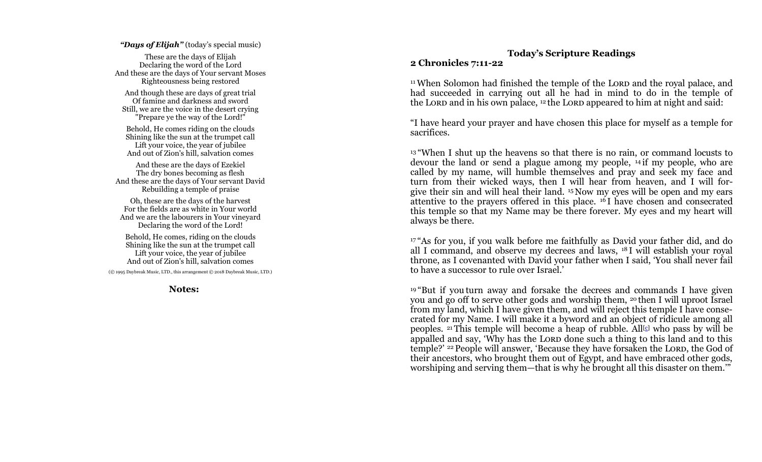***"Days of Elijah"*** (today's special music)

These are the days of Elijah
Declaring the word of the Lord
And these are the days of Your servant Moses
Righteousness being restored

And though these are days of great trial
Of famine and darkness and sword
Still, we are the voice in the desert crying
"Prepare ye the way of the Lord!"

Behold, He comes riding on the clouds
Shining like the sun at the trumpet call
Lift your voice, the year of jubilee
And out of Zion's hill, salvation comes

And these are the days of Ezekiel
The dry bones becoming as flesh
And these are the days of Your servant David
Rebuilding a temple of praise

Oh, these are the days of the harvest
For the fields are as white in Your world
And we are the labourers in Your vineyard
Declaring the word of the Lord!

Behold, He comes, riding on the clouds
Shining like the sun at the trumpet call
Lift your voice, the year of jubilee
And out of Zion's hill, salvation comes

(© 1995 Daybreak Music, LTD., this arrangement © 2018 Daybreak Music, LTD.)

**Notes:**

## Today's Scripture Readings

**2 Chronicles 7:11-22**

[11] When Solomon had finished the temple of the LORD and the royal palace, and had succeeded in carrying out all he had in mind to do in the temple of the LORD and in his own palace, [12] the LORD appeared to him at night and said:

"I have heard your prayer and have chosen this place for myself as a temple for sacrifices.

[13] "When I shut up the heavens so that there is no rain, or command locusts to devour the land or send a plague among my people, [14] if my people, who are called by my name, will humble themselves and pray and seek my face and turn from their wicked ways, then I will hear from heaven, and I will forgive their sin and will heal their land. [15] Now my eyes will be open and my ears attentive to the prayers offered in this place. [16] I have chosen and consecrated this temple so that my Name may be there forever. My eyes and my heart will always be there.

[17] "As for you, if you walk before me faithfully as David your father did, and do all I command, and observe my decrees and laws, [18] I will establish your royal throne, as I covenanted with David your father when I said, 'You shall never fail to have a successor to rule over Israel.'

[19] "But if you turn away and forsake the decrees and commands I have given you and go off to serve other gods and worship them, [20] then I will uproot Israel from my land, which I have given them, and will reject this temple I have consecrated for my Name. I will make it a byword and an object of ridicule among all peoples. [21] This temple will become a heap of rubble. All[c] who pass by will be appalled and say, 'Why has the LORD done such a thing to this land and to this temple?' [22] People will answer, 'Because they have forsaken the LORD, the God of their ancestors, who brought them out of Egypt, and have embraced other gods, worshiping and serving them—that is why he brought all this disaster on them.'"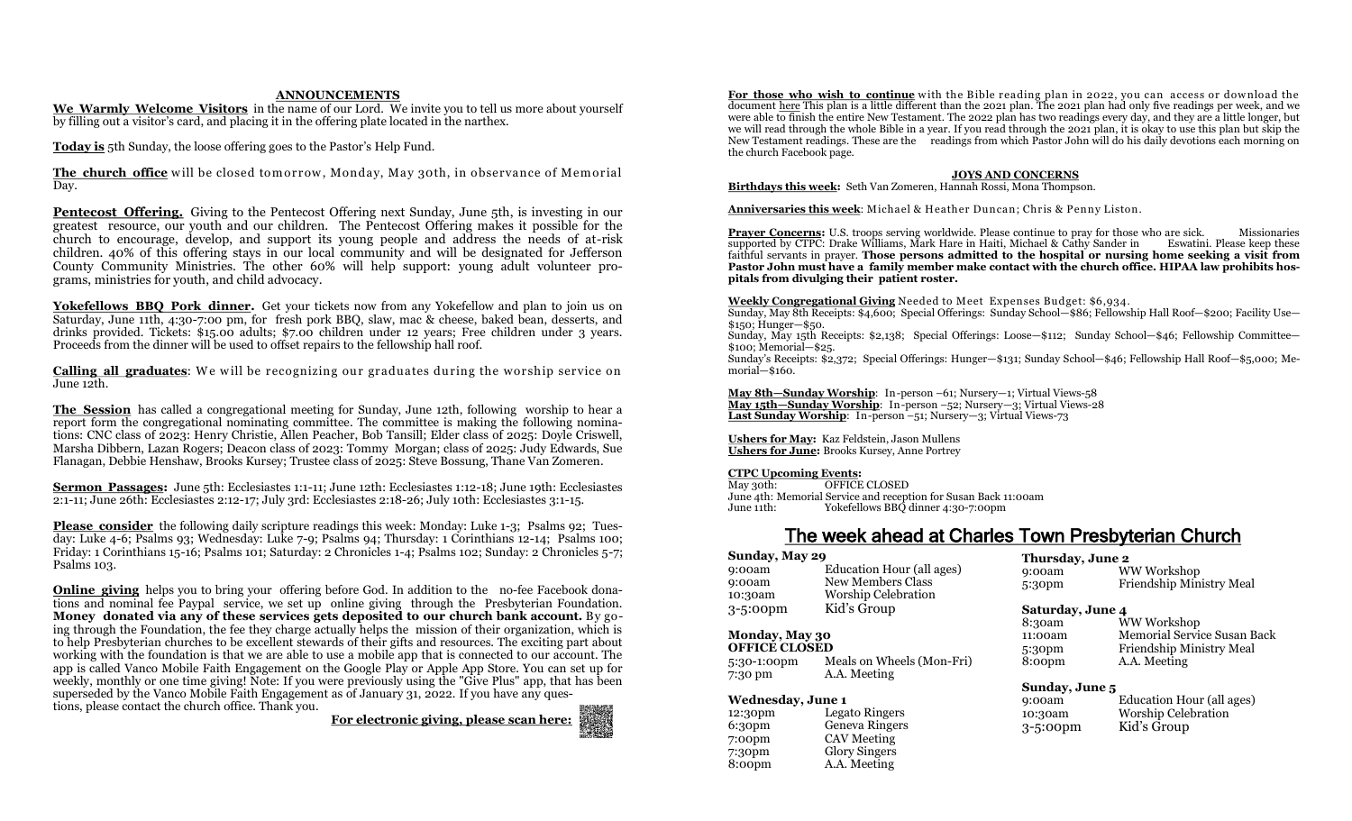## ANNOUNCEMENTS

**We Warmly Welcome Visitors** in the name of our Lord. We invite you to tell us more about yourself by filling out a visitor's card, and placing it in the offering plate located in the narthex.

**Today is** 5th Sunday, the loose offering goes to the Pastor's Help Fund.

**The church office** will be closed tomorrow, Monday, May 30th, in observance of Memorial Day.

**Pentecost Offering.** Giving to the Pentecost Offering next Sunday, June 5th, is investing in our greatest resource, our youth and our children. The Pentecost Offering makes it possible for the church to encourage, develop, and support its young people and address the needs of at-risk children. 40% of this offering stays in our local community and will be designated for Jefferson County Community Ministries. The other 60% will help support: young adult volunteer programs, ministries for youth, and child advocacy.

**Yokefellows BBQ Pork dinner.** Get your tickets now from any Yokefellow and plan to join us on Saturday, June 11th, 4:30-7:00 pm, for fresh pork BBQ, slaw, mac & cheese, baked bean, desserts, and drinks provided. Tickets: $15.00 adults; $7.00 children under 12 years; Free children under 3 years. Proceeds from the dinner will be used to offset repairs to the fellowship hall roof.

**Calling all graduates**: We will be recognizing our graduates during the worship service on June 12th.

**The Session** has called a congregational meeting for Sunday, June 12th, following worship to hear a report form the congregational nominating committee. The committee is making the following nominations: CNC class of 2023: Henry Christie, Allen Peacher, Bob Tansill; Elder class of 2025: Doyle Criswell, Marsha Dibbern, Lazan Rogers; Deacon class of 2023: Tommy Morgan; class of 2025: Judy Edwards, Sue Flanagan, Debbie Henshaw, Brooks Kursey; Trustee class of 2025: Steve Bossung, Thane Van Zomeren.

**Sermon Passages:** June 5th: Ecclesiastes 1:1-11; June 12th: Ecclesiastes 1:12-18; June 19th: Ecclesiastes 2:1-11; June 26th: Ecclesiastes 2:12-17; July 3rd: Ecclesiastes 2:18-26; July 10th: Ecclesiastes 3:1-15.

**Please consider** the following daily scripture readings this week: Monday: Luke 1-3; Psalms 92; Tuesday: Luke 4-6; Psalms 93; Wednesday: Luke 7-9; Psalms 94; Thursday: 1 Corinthians 12-14; Psalms 100; Friday: 1 Corinthians 15-16; Psalms 101; Saturday: 2 Chronicles 1-4; Psalms 102; Sunday: 2 Chronicles 5-7; Psalms 103.

**Online giving** helps you to bring your offering before God. In addition to the no-fee Facebook donations and nominal fee Paypal service, we set up online giving through the Presbyterian Foundation. **Money donated via any of these services gets deposited to our church bank account.** By going through the Foundation, the fee they charge actually helps the mission of their organization, which is to help Presbyterian churches to be excellent stewards of their gifts and resources. The exciting part about working with the foundation is that we are able to use a mobile app that is connected to our account. The app is called Vanco Mobile Faith Engagement on the Google Play or Apple App Store. You can set up for weekly, monthly or one time giving! Note: If you were previously using the "Give Plus" app, that has been superseded by the Vanco Mobile Faith Engagement as of January 31, 2022. If you have any questions, please contact the church office. Thank you.

**For electronic giving, please scan here:**

**For those who wish to continue** with the Bible reading plan in 2022, you can access or download the document here This plan is a little different than the 2021 plan. The 2021 plan had only five readings per week, and we were able to finish the entire New Testament. The 2022 plan has two readings every day, and they are a little longer, but we will read through the whole Bible in a year. If you read through the 2021 plan, it is okay to use this plan but skip the New Testament readings. These are the readings from which Pastor John will do his daily devotions each morning on the church Facebook page.

## JOYS AND CONCERNS

**Birthdays this week:** Seth Van Zomeren, Hannah Rossi, Mona Thompson.

**Anniversaries this week**: Michael & Heather Duncan; Chris & Penny Liston.

**Prayer Concerns:** U.S. troops serving worldwide. Please continue to pray for those who are sick. Missionaries supported by CTPC: Drake Williams, Mark Hare in Haiti, Michael & Cathy Sander in Eswatini. Please keep these faithful servants in prayer. **Those persons admitted to the hospital or nursing home seeking a visit from Pastor John must have a family member make contact with the church office. HIPAA law prohibits hospitals from divulging their patient roster.**

**Weekly Congregational Giving** Needed to Meet Expenses Budget: $6,934.
Sunday, May 8th Receipts: $4,600; Special Offerings: Sunday School—$86; Fellowship Hall Roof—$200; Facility Use—$150; Hunger—$50.
Sunday, May 15th Receipts: $2,138; Special Offerings: Loose—$112; Sunday School—$46; Fellowship Committee—$100; Memorial—$25.
Sunday's Receipts: $2,372; Special Offerings: Hunger—$131; Sunday School—$46; Fellowship Hall Roof—$5,000; Memorial—$160.

**May 8th—Sunday Worship**: In-person –61; Nursery—1; Virtual Views-58
**May 15th—Sunday Worship**: In-person –52; Nursery—3; Virtual Views-28
**Last Sunday Worship**: In-person –51; Nursery—3; Virtual Views-73

**Ushers for May:** Kaz Feldstein, Jason Mullens
**Ushers for June:** Brooks Kursey, Anne Portrey

**CTPC Upcoming Events:**
May 30th: OFFICE CLOSED
June 4th: Memorial Service and reception for Susan Back 11:00am
June 11th: Yokefellows BBQ dinner 4:30-7:00pm

## The week ahead at Charles Town Presbyterian Church

**Sunday, May 29**
9:00am Education Hour (all ages)
9:00am New Members Class
10:30am Worship Celebration
3-5:00pm Kid's Group

**Monday, May 30**
**OFFICE CLOSED**
5:30-1:00pm Meals on Wheels (Mon-Fri)
7:30 pm A.A. Meeting

**Wednesday, June 1**
12:30pm Legato Ringers
6:30pm Geneva Ringers
7:00pm CAV Meeting
7:30pm Glory Singers
8:00pm A.A. Meeting

**Thursday, June 2**
9:00am WW Workshop
5:30pm Friendship Ministry Meal

**Saturday, June 4**
8:30am WW Workshop
11:00am Memorial Service Susan Back
5:30pm Friendship Ministry Meal
8:00pm A.A. Meeting

**Sunday, June 5**
9:00am Education Hour (all ages)
10:30am Worship Celebration
3-5:00pm Kid's Group